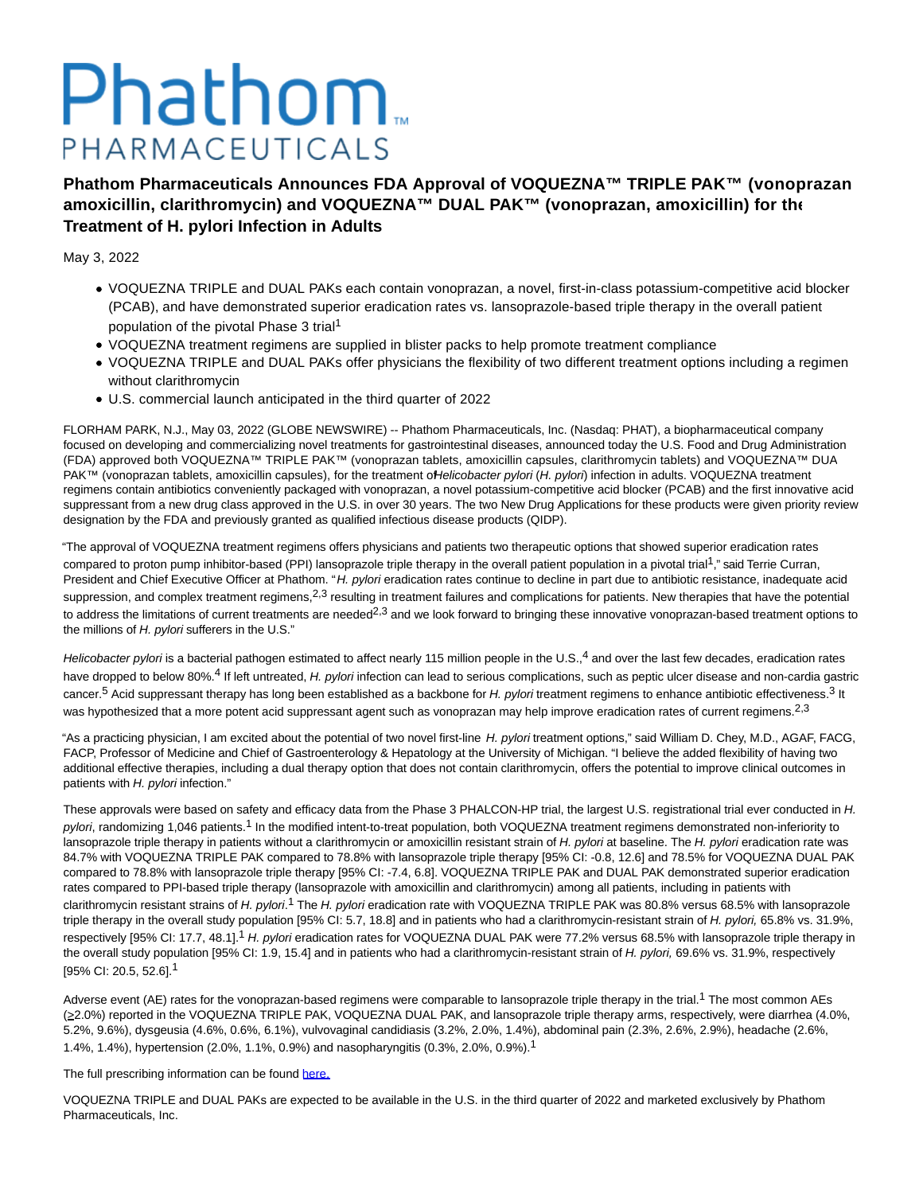# Phathom PHARMACEUTICALS

## Phathom Pharmaceuticals Announces FDA Approval of VOQUEZNA™ TRIPLE PAK™ (vonoprazan amoxicillin, clarithromycin) and VOQUEZNA™ DUAL PAK™ (vonoprazan, amoxicillin) for the Treatment of H. pylori Infection in Adults

May 3, 2022

- VOQUEZNA TRIPLE and DUAL PAKs each contain vonoprazan, a novel, first-in-class potassium-competitive acid blocker (PCAB), and have demonstrated superior eradication rates vs. lansoprazole-based triple therapy in the overall patient population of the pivotal Phase 3 trial[1]
- VOQUEZNA treatment regimens are supplied in blister packs to help promote treatment compliance
- VOQUEZNA TRIPLE and DUAL PAKs offer physicians the flexibility of two different treatment options including a regimen without clarithromycin
- U.S. commercial launch anticipated in the third quarter of 2022

FLORHAM PARK, N.J., May 03, 2022 (GLOBE NEWSWIRE) -- Phathom Pharmaceuticals, Inc. (Nasdaq: PHAT), a biopharmaceutical company focused on developing and commercializing novel treatments for gastrointestinal diseases, announced today the U.S. Food and Drug Administration (FDA) approved both VOQUEZNA™ TRIPLE PAK™ (vonoprazan tablets, amoxicillin capsules, clarithromycin tablets) and VOQUEZNA™ DUAL PAK™ (vonoprazan tablets, amoxicillin capsules), for the treatment of *Helicobacter pylori* (*H. pylori*) infection in adults. VOQUEZNA treatment regimens contain antibiotics conveniently packaged with vonoprazan, a novel potassium-competitive acid blocker (PCAB) and the first innovative acid suppressant from a new drug class approved in the U.S. in over 30 years. The two New Drug Applications for these products were given priority review designation by the FDA and previously granted as qualified infectious disease products (QIDP).

"The approval of VOQUEZNA treatment regimens offers physicians and patients two therapeutic options that showed superior eradication rates compared to proton pump inhibitor-based (PPI) lansoprazole triple therapy in the overall patient population in a pivotal trial[1]," said Terrie Curran, President and Chief Executive Officer at Phathom. "*H. pylori* eradication rates continue to decline in part due to antibiotic resistance, inadequate acid suppression, and complex treatment regimens,[2,3] resulting in treatment failures and complications for patients. New therapies that have the potential to address the limitations of current treatments are needed[2,3] and we look forward to bringing these innovative vonoprazan-based treatment options to the millions of *H. pylori* sufferers in the U.S."

*Helicobacter pylori* is a bacterial pathogen estimated to affect nearly 115 million people in the U.S.,[4] and over the last few decades, eradication rates have dropped to below 80%.[4] If left untreated, *H. pylori* infection can lead to serious complications, such as peptic ulcer disease and non-cardia gastric cancer.[5] Acid suppressant therapy has long been established as a backbone for *H. pylori* treatment regimens to enhance antibiotic effectiveness.[3] It was hypothesized that a more potent acid suppressant agent such as vonoprazan may help improve eradication rates of current regimens.[2,3]

"As a practicing physician, I am excited about the potential of two novel first-line *H. pylori* treatment options," said William D. Chey, M.D., AGAF, FACG, FACP, Professor of Medicine and Chief of Gastroenterology & Hepatology at the University of Michigan. "I believe the added flexibility of having two additional effective therapies, including a dual therapy option that does not contain clarithromycin, offers the potential to improve clinical outcomes in patients with *H. pylori* infection."

These approvals were based on safety and efficacy data from the Phase 3 PHALCON-HP trial, the largest U.S. registrational trial ever conducted in *H. pylori*, randomizing 1,046 patients.[1] In the modified intent-to-treat population, both VOQUEZNA treatment regimens demonstrated non-inferiority to lansoprazole triple therapy in patients without a clarithromycin or amoxicillin resistant strain of *H. pylori* at baseline. The *H. pylori* eradication rate was 84.7% with VOQUEZNA TRIPLE PAK compared to 78.8% with lansoprazole triple therapy [95% CI: -0.8, 12.6] and 78.5% for VOQUEZNA DUAL PAK compared to 78.8% with lansoprazole triple therapy [95% CI: -7.4, 6.8]. VOQUEZNA TRIPLE PAK and DUAL PAK demonstrated superior eradication rates compared to PPI-based triple therapy (lansoprazole with amoxicillin and clarithromycin) among all patients, including in patients with clarithromycin resistant strains of *H. pylori*.[1] The *H. pylori* eradication rate with VOQUEZNA TRIPLE PAK was 80.8% versus 68.5% with lansoprazole triple therapy in the overall study population [95% CI: 5.7, 18.8] and in patients who had a clarithromycin-resistant strain of *H. pylori,* 65.8% vs. 31.9%, respectively [95% CI: 17.7, 48.1].[1] *H. pylori* eradication rates for VOQUEZNA DUAL PAK were 77.2% versus 68.5% with lansoprazole triple therapy in the overall study population [95% CI: 1.9, 15.4] and in patients who had a clarithromycin-resistant strain of *H. pylori,* 69.6% vs. 31.9%, respectively [95% CI: 20.5, 52.6].[1]

Adverse event (AE) rates for the vonoprazan-based regimens were comparable to lansoprazole triple therapy in the trial.[1] The most common AEs (≥2.0%) reported in the VOQUEZNA TRIPLE PAK, VOQUEZNA DUAL PAK, and lansoprazole triple therapy arms, respectively, were diarrhea (4.0%, 5.2%, 9.6%), dysgeusia (4.6%, 0.6%, 6.1%), vulvovaginal candidiasis (3.2%, 2.0%, 1.4%), abdominal pain (2.3%, 2.6%, 2.9%), headache (2.6%, 1.4%, 1.4%), hypertension (2.0%, 1.1%, 0.9%) and nasopharyngitis (0.3%, 2.0%, 0.9%).[1]

The full prescribing information can be found here.

VOQUEZNA TRIPLE and DUAL PAKs are expected to be available in the U.S. in the third quarter of 2022 and marketed exclusively by Phathom Pharmaceuticals, Inc.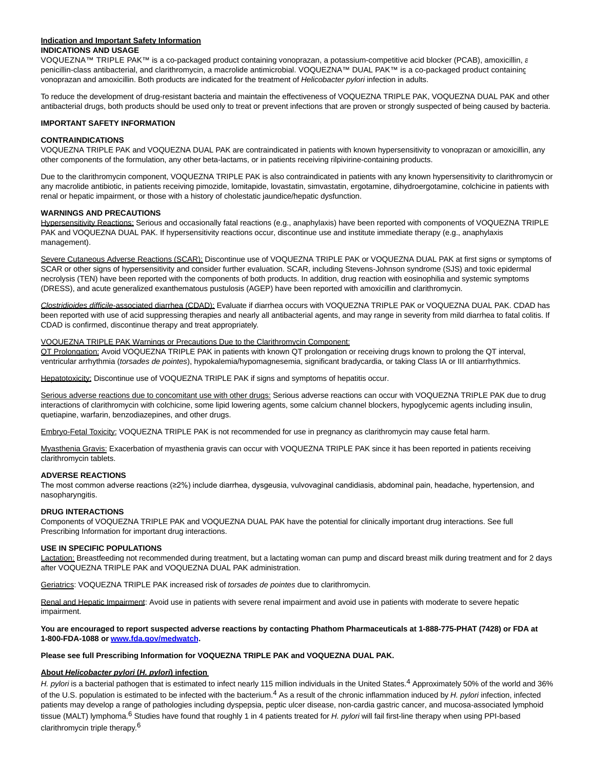**Indication and Important Safety Information**

**INDICATIONS AND USAGE**

VOQUEZNA™ TRIPLE PAK™ is a co-packaged product containing vonoprazan, a potassium-competitive acid blocker (PCAB), amoxicillin, a penicillin-class antibacterial, and clarithromycin, a macrolide antimicrobial. VOQUEZNA™ DUAL PAK™ is a co-packaged product containing vonoprazan and amoxicillin. Both products are indicated for the treatment of *Helicobacter pylori* infection in adults.

To reduce the development of drug-resistant bacteria and maintain the effectiveness of VOQUEZNA TRIPLE PAK, VOQUEZNA DUAL PAK and other antibacterial drugs, both products should be used only to treat or prevent infections that are proven or strongly suspected of being caused by bacteria.

**IMPORTANT SAFETY INFORMATION**

**CONTRAINDICATIONS**

VOQUEZNA TRIPLE PAK and VOQUEZNA DUAL PAK are contraindicated in patients with known hypersensitivity to vonoprazan or amoxicillin, any other components of the formulation, any other beta-lactams, or in patients receiving rilpivirine-containing products.

Due to the clarithromycin component, VOQUEZNA TRIPLE PAK is also contraindicated in patients with any known hypersensitivity to clarithromycin or any macrolide antibiotic, in patients receiving pimozide, lomitapide, lovastatin, simvastatin, ergotamine, dihydroergotamine, colchicine in patients with renal or hepatic impairment, or those with a history of cholestatic jaundice/hepatic dysfunction.

**WARNINGS AND PRECAUTIONS**

Hypersensitivity Reactions: Serious and occasionally fatal reactions (e.g., anaphylaxis) have been reported with components of VOQUEZNA TRIPLE PAK and VOQUEZNA DUAL PAK. If hypersensitivity reactions occur, discontinue use and institute immediate therapy (e.g., anaphylaxis management).

Severe Cutaneous Adverse Reactions (SCAR): Discontinue use of VOQUEZNA TRIPLE PAK or VOQUEZNA DUAL PAK at first signs or symptoms of SCAR or other signs of hypersensitivity and consider further evaluation. SCAR, including Stevens-Johnson syndrome (SJS) and toxic epidermal necrolysis (TEN) have been reported with the components of both products. In addition, drug reaction with eosinophilia and systemic symptoms (DRESS), and acute generalized exanthematous pustulosis (AGEP) have been reported with amoxicillin and clarithromycin.

*Clostridioides difficile*-associated diarrhea (CDAD): Evaluate if diarrhea occurs with VOQUEZNA TRIPLE PAK or VOQUEZNA DUAL PAK. CDAD has been reported with use of acid suppressing therapies and nearly all antibacterial agents, and may range in severity from mild diarrhea to fatal colitis. If CDAD is confirmed, discontinue therapy and treat appropriately.

VOQUEZNA TRIPLE PAK Warnings or Precautions Due to the Clarithromycin Component:

QT Prolongation: Avoid VOQUEZNA TRIPLE PAK in patients with known QT prolongation or receiving drugs known to prolong the QT interval, ventricular arrhythmia (*torsades de pointes*), hypokalemia/hypomagnesemia, significant bradycardia, or taking Class IA or III antiarrhythmics.

Hepatotoxicity: Discontinue use of VOQUEZNA TRIPLE PAK if signs and symptoms of hepatitis occur.

Serious adverse reactions due to concomitant use with other drugs: Serious adverse reactions can occur with VOQUEZNA TRIPLE PAK due to drug interactions of clarithromycin with colchicine, some lipid lowering agents, some calcium channel blockers, hypoglycemic agents including insulin, quetiapine, warfarin, benzodiazepines, and other drugs.

Embryo-Fetal Toxicity: VOQUEZNA TRIPLE PAK is not recommended for use in pregnancy as clarithromycin may cause fetal harm.

Myasthenia Gravis: Exacerbation of myasthenia gravis can occur with VOQUEZNA TRIPLE PAK since it has been reported in patients receiving clarithromycin tablets.

**ADVERSE REACTIONS**

The most common adverse reactions (≥2%) include diarrhea, dysgeusia, vulvovaginal candidiasis, abdominal pain, headache, hypertension, and nasopharyngitis.

**DRUG INTERACTIONS**

Components of VOQUEZNA TRIPLE PAK and VOQUEZNA DUAL PAK have the potential for clinically important drug interactions. See full Prescribing Information for important drug interactions.

**USE IN SPECIFIC POPULATIONS**

Lactation: Breastfeeding not recommended during treatment, but a lactating woman can pump and discard breast milk during treatment and for 2 days after VOQUEZNA TRIPLE PAK and VOQUEZNA DUAL PAK administration.

Geriatrics: VOQUEZNA TRIPLE PAK increased risk of *torsades de pointes* due to clarithromycin.

Renal and Hepatic Impairment: Avoid use in patients with severe renal impairment and avoid use in patients with moderate to severe hepatic impairment.

**You are encouraged to report suspected adverse reactions by contacting Phathom Pharmaceuticals at 1-888-775-PHAT (7428) or FDA at 1-800-FDA-1088 or [www.fda.gov/medwatch](http://www.fda.gov/medwatch).**

**Please see full Prescribing Information for VOQUEZNA TRIPLE PAK and VOQUEZNA DUAL PAK.**

**About *Helicobacter pylori* (*H. pylori*) infection**

*H. pylori* is a bacterial pathogen that is estimated to infect nearly 115 million individuals in the United States.[4] Approximately 50% of the world and 36% of the U.S. population is estimated to be infected with the bacterium.[4] As a result of the chronic inflammation induced by *H. pylori* infection, infected patients may develop a range of pathologies including dyspepsia, peptic ulcer disease, non-cardia gastric cancer, and mucosa-associated lymphoid tissue (MALT) lymphoma.[6] Studies have found that roughly 1 in 4 patients treated for *H. pylori* will fail first-line therapy when using PPI-based clarithromycin triple therapy.[6]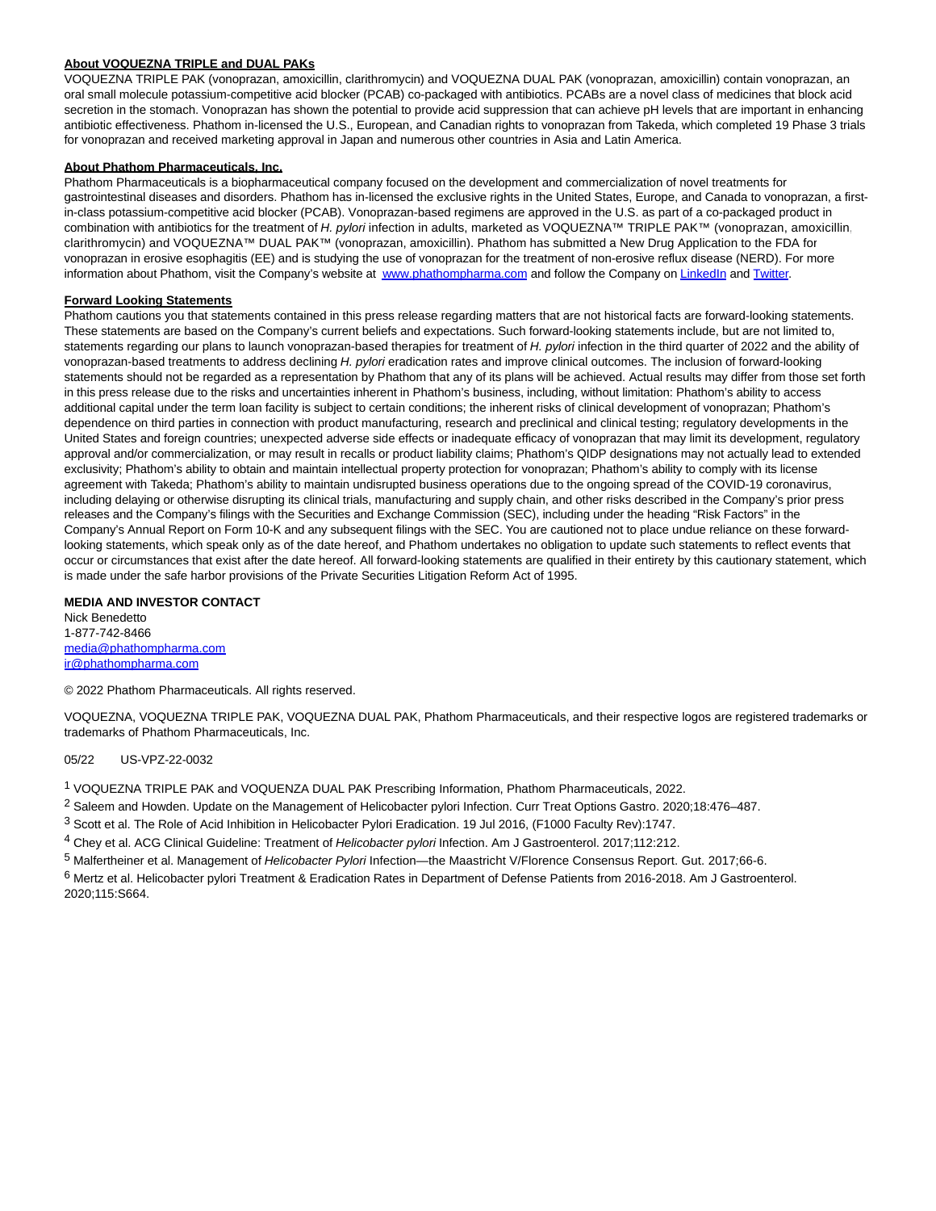**About VOQUEZNA TRIPLE and DUAL PAKs**

VOQUEZNA TRIPLE PAK (vonoprazan, amoxicillin, clarithromycin) and VOQUEZNA DUAL PAK (vonoprazan, amoxicillin) contain vonoprazan, an oral small molecule potassium-competitive acid blocker (PCAB) co-packaged with antibiotics. PCABs are a novel class of medicines that block acid secretion in the stomach. Vonoprazan has shown the potential to provide acid suppression that can achieve pH levels that are important in enhancing antibiotic effectiveness. Phathom in-licensed the U.S., European, and Canadian rights to vonoprazan from Takeda, which completed 19 Phase 3 trials for vonoprazan and received marketing approval in Japan and numerous other countries in Asia and Latin America.

**About Phathom Pharmaceuticals, Inc.**

Phathom Pharmaceuticals is a biopharmaceutical company focused on the development and commercialization of novel treatments for gastrointestinal diseases and disorders. Phathom has in-licensed the exclusive rights in the United States, Europe, and Canada to vonoprazan, a first-in-class potassium-competitive acid blocker (PCAB). Vonoprazan-based regimens are approved in the U.S. as part of a co-packaged product in combination with antibiotics for the treatment of *H. pylori* infection in adults, marketed as VOQUEZNA™ TRIPLE PAK™ (vonoprazan, amoxicillin, clarithromycin) and VOQUEZNA™ DUAL PAK™ (vonoprazan, amoxicillin). Phathom has submitted a New Drug Application to the FDA for vonoprazan in erosive esophagitis (EE) and is studying the use of vonoprazan for the treatment of non-erosive reflux disease (NERD). For more information about Phathom, visit the Company's website at www.phathompharma.com and follow the Company on LinkedIn and Twitter.

**Forward Looking Statements**

Phathom cautions you that statements contained in this press release regarding matters that are not historical facts are forward-looking statements. These statements are based on the Company's current beliefs and expectations. Such forward-looking statements include, but are not limited to, statements regarding our plans to launch vonoprazan-based therapies for treatment of *H. pylori* infection in the third quarter of 2022 and the ability of vonoprazan-based treatments to address declining *H. pylori* eradication rates and improve clinical outcomes. The inclusion of forward-looking statements should not be regarded as a representation by Phathom that any of its plans will be achieved. Actual results may differ from those set forth in this press release due to the risks and uncertainties inherent in Phathom's business, including, without limitation: Phathom's ability to access additional capital under the term loan facility is subject to certain conditions; the inherent risks of clinical development of vonoprazan; Phathom's dependence on third parties in connection with product manufacturing, research and preclinical and clinical testing; regulatory developments in the United States and foreign countries; unexpected adverse side effects or inadequate efficacy of vonoprazan that may limit its development, regulatory approval and/or commercialization, or may result in recalls or product liability claims; Phathom's QIDP designations may not actually lead to extended exclusivity; Phathom's ability to obtain and maintain intellectual property protection for vonoprazan; Phathom's ability to comply with its license agreement with Takeda; Phathom's ability to maintain undisrupted business operations due to the ongoing spread of the COVID-19 coronavirus, including delaying or otherwise disrupting its clinical trials, manufacturing and supply chain, and other risks described in the Company's prior press releases and the Company's filings with the Securities and Exchange Commission (SEC), including under the heading "Risk Factors" in the Company's Annual Report on Form 10-K and any subsequent filings with the SEC. You are cautioned not to place undue reliance on these forward-looking statements, which speak only as of the date hereof, and Phathom undertakes no obligation to update such statements to reflect events that occur or circumstances that exist after the date hereof. All forward-looking statements are qualified in their entirety by this cautionary statement, which is made under the safe harbor provisions of the Private Securities Litigation Reform Act of 1995.

**MEDIA AND INVESTOR CONTACT**

Nick Benedetto
1-877-742-8466
media@phathompharma.com
ir@phathompharma.com

© 2022 Phathom Pharmaceuticals. All rights reserved.

VOQUEZNA, VOQUEZNA TRIPLE PAK, VOQUEZNA DUAL PAK, Phathom Pharmaceuticals, and their respective logos are registered trademarks or trademarks of Phathom Pharmaceuticals, Inc.

05/22 US-VPZ-22-0032

[1] VOQUEZNA TRIPLE PAK and VOQUENZA DUAL PAK Prescribing Information, Phathom Pharmaceuticals, 2022.

[2] Saleem and Howden. Update on the Management of Helicobacter pylori Infection. Curr Treat Options Gastro. 2020;18:476–487.

[3] Scott et al. The Role of Acid Inhibition in Helicobacter Pylori Eradication. 19 Jul 2016, (F1000 Faculty Rev):1747.

[4] Chey et al. ACG Clinical Guideline: Treatment of *Helicobacter pylori* Infection. Am J Gastroenterol. 2017;112:212.

[5] Malfertheiner et al. Management of *Helicobacter Pylori* Infection—the Maastricht V/Florence Consensus Report. Gut. 2017;66-6.

[6] Mertz et al. Helicobacter pylori Treatment & Eradication Rates in Department of Defense Patients from 2016-2018. Am J Gastroenterol. 2020;115:S664.